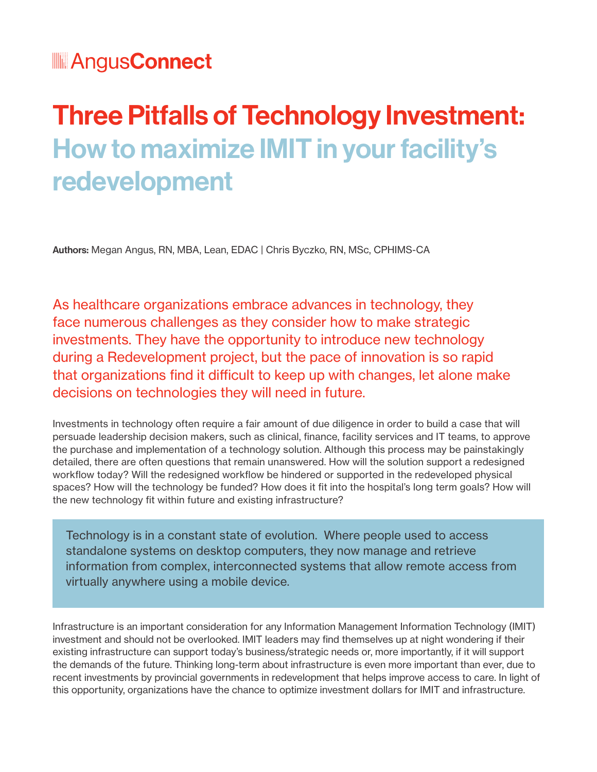AngusConnect

# Three Pitfalls of Technology Investment: How to maximize IMIT in your facility's redevelopment

**Authors:** Megan Angus, RN, MBA, Lean, EDAC | Chris Byczko, RN, MSc, CPHIMS-CA

As healthcare organizations embrace advances in technology, they face numerous challenges as they consider how to make strategic investments. They have the opportunity to introduce new technology during a Redevelopment project, but the pace of innovation is so rapid that organizations find it difficult to keep up with changes, let alone make decisions on technologies they will need in future.

Investments in technology often require a fair amount of due diligence in order to build a case that will persuade leadership decision makers, such as clinical, finance, facility services and IT teams, to approve the purchase and implementation of a technology solution. Although this process may be painstakingly detailed, there are often questions that remain unanswered. How will the solution support a redesigned workflow today? Will the redesigned workflow be hindered or supported in the redeveloped physical spaces? How will the technology be funded? How does it fit into the hospital's long term goals? How will the new technology fit within future and existing infrastructure?

> Technology is in a constant state of evolution. Where people used to access standalone systems on desktop computers, they now manage and retrieve information from complex, interconnected systems that allow remote access from virtually anywhere using a mobile device.

Infrastructure is an important consideration for any Information Management Information Technology (IMIT) investment and should not be overlooked. IMIT leaders may find themselves up at night wondering if their existing infrastructure can support today's business/strategic needs or, more importantly, if it will support the demands of the future. Thinking long-term about infrastructure is even more important than ever, due to recent investments by provincial governments in redevelopment that helps improve access to care. In light of this opportunity, organizations have the chance to optimize investment dollars for IMIT and infrastructure.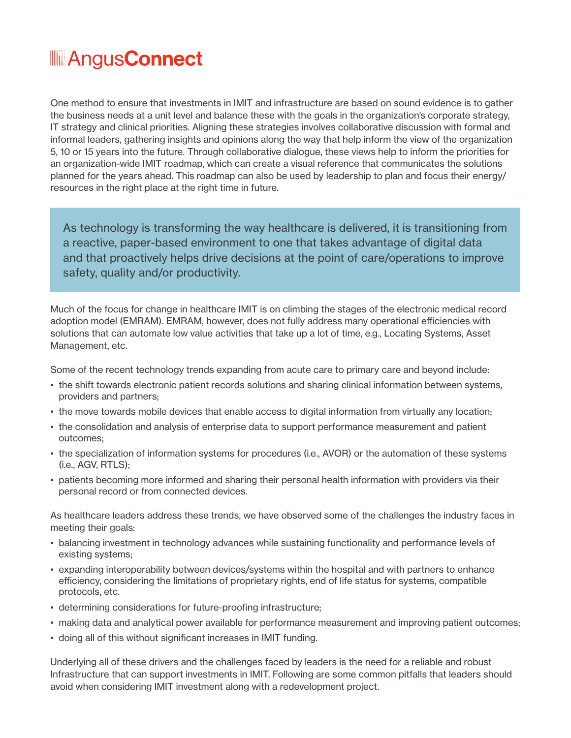One method to ensure that investments in IMIT and infrastructure are based on sound evidence is to gather the business needs at a unit level and balance these with the goals in the organization's corporate strategy, IT strategy and clinical priorities. Aligning these strategies involves collaborative discussion with formal and informal leaders, gathering insights and opinions along the way that help inform the view of the organization 5, 10 or 15 years into the future. Through collaborative dialogue, these views help to inform the priorities for an organization-wide IMIT roadmap, which can create a visual reference that communicates the solutions planned for the years ahead. This roadmap can also be used by leadership to plan and focus their energy/resources in the right place at the right time in future.

> As technology is transforming the way healthcare is delivered, it is transitioning from a reactive, paper-based environment to one that takes advantage of digital data and that proactively helps drive decisions at the point of care/operations to improve safety, quality and/or productivity.

Much of the focus for change in healthcare IMIT is on climbing the stages of the electronic medical record adoption model (EMRAM). EMRAM, however, does not fully address many operational efficiencies with solutions that can automate low value activities that take up a lot of time, e.g., Locating Systems, Asset Management, etc.

Some of the recent technology trends expanding from acute care to primary care and beyond include:

- the shift towards electronic patient records solutions and sharing clinical information between systems, providers and partners;
- the move towards mobile devices that enable access to digital information from virtually any location;
- the consolidation and analysis of enterprise data to support performance measurement and patient outcomes;
- the specialization of information systems for procedures (i.e., AVOR) or the automation of these systems (i.e., AGV, RTLS);
- patients becoming more informed and sharing their personal health information with providers via their personal record or from connected devices.

As healthcare leaders address these trends, we have observed some of the challenges the industry faces in meeting their goals:

- balancing investment in technology advances while sustaining functionality and performance levels of existing systems;
- expanding interoperability between devices/systems within the hospital and with partners to enhance efficiency, considering the limitations of proprietary rights, end of life status for systems, compatible protocols, etc.
- determining considerations for future-proofing infrastructure;
- making data and analytical power available for performance measurement and improving patient outcomes;
- doing all of this without significant increases in IMIT funding.

Underlying all of these drivers and the challenges faced by leaders is the need for a reliable and robust Infrastructure that can support investments in IMIT. Following are some common pitfalls that leaders should avoid when considering IMIT investment along with a redevelopment project.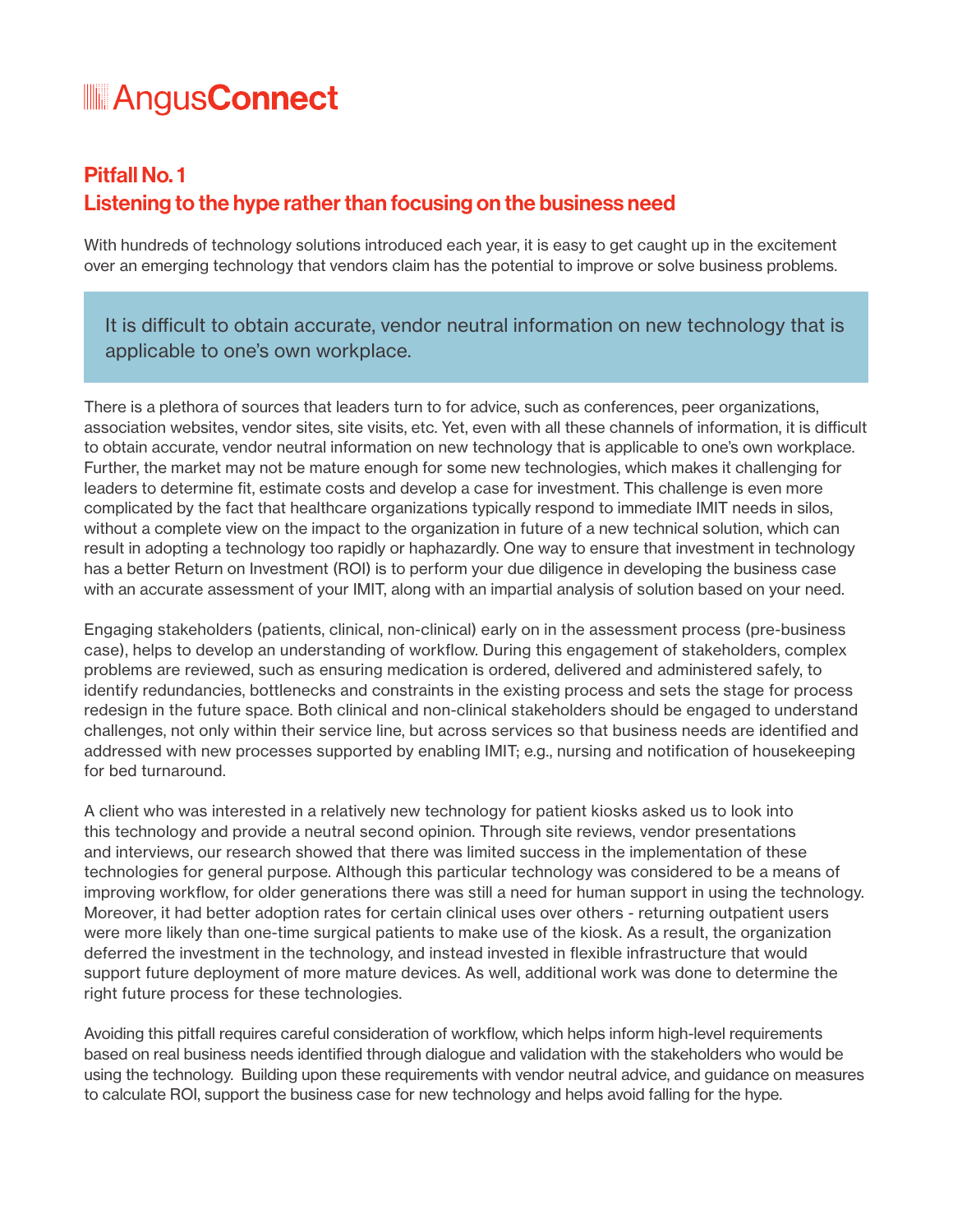## Pitfall No. 1
## Listening to the hype rather than focusing on the business need

With hundreds of technology solutions introduced each year, it is easy to get caught up in the excitement over an emerging technology that vendors claim has the potential to improve or solve business problems.

> It is difficult to obtain accurate, vendor neutral information on new technology that is applicable to one's own workplace.

There is a plethora of sources that leaders turn to for advice, such as conferences, peer organizations, association websites, vendor sites, site visits, etc. Yet, even with all these channels of information, it is difficult to obtain accurate, vendor neutral information on new technology that is applicable to one's own workplace. Further, the market may not be mature enough for some new technologies, which makes it challenging for leaders to determine fit, estimate costs and develop a case for investment. This challenge is even more complicated by the fact that healthcare organizations typically respond to immediate IMIT needs in silos, without a complete view on the impact to the organization in future of a new technical solution, which can result in adopting a technology too rapidly or haphazardly. One way to ensure that investment in technology has a better Return on Investment (ROI) is to perform your due diligence in developing the business case with an accurate assessment of your IMIT, along with an impartial analysis of solution based on your need.

Engaging stakeholders (patients, clinical, non-clinical) early on in the assessment process (pre-business case), helps to develop an understanding of workflow. During this engagement of stakeholders, complex problems are reviewed, such as ensuring medication is ordered, delivered and administered safely, to identify redundancies, bottlenecks and constraints in the existing process and sets the stage for process redesign in the future space. Both clinical and non-clinical stakeholders should be engaged to understand challenges, not only within their service line, but across services so that business needs are identified and addressed with new processes supported by enabling IMIT; e.g., nursing and notification of housekeeping for bed turnaround.

A client who was interested in a relatively new technology for patient kiosks asked us to look into this technology and provide a neutral second opinion. Through site reviews, vendor presentations and interviews, our research showed that there was limited success in the implementation of these technologies for general purpose. Although this particular technology was considered to be a means of improving workflow, for older generations there was still a need for human support in using the technology. Moreover, it had better adoption rates for certain clinical uses over others - returning outpatient users were more likely than one-time surgical patients to make use of the kiosk. As a result, the organization deferred the investment in the technology, and instead invested in flexible infrastructure that would support future deployment of more mature devices. As well, additional work was done to determine the right future process for these technologies.

Avoiding this pitfall requires careful consideration of workflow, which helps inform high-level requirements based on real business needs identified through dialogue and validation with the stakeholders who would be using the technology. Building upon these requirements with vendor neutral advice, and guidance on measures to calculate ROI, support the business case for new technology and helps avoid falling for the hype.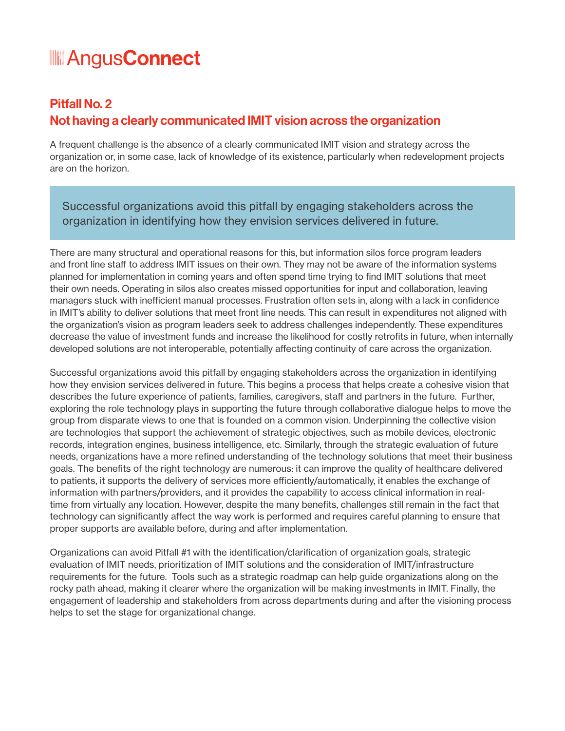## Pitfall No. 2
## Not having a clearly communicated IMIT vision across the organization

A frequent challenge is the absence of a clearly communicated IMIT vision and strategy across the organization or, in some case, lack of knowledge of its existence, particularly when redevelopment projects are on the horizon.

> Successful organizations avoid this pitfall by engaging stakeholders across the organization in identifying how they envision services delivered in future.

There are many structural and operational reasons for this, but information silos force program leaders and front line staff to address IMIT issues on their own. They may not be aware of the information systems planned for implementation in coming years and often spend time trying to find IMIT solutions that meet their own needs. Operating in silos also creates missed opportunities for input and collaboration, leaving managers stuck with inefficient manual processes. Frustration often sets in, along with a lack in confidence in IMIT's ability to deliver solutions that meet front line needs. This can result in expenditures not aligned with the organization's vision as program leaders seek to address challenges independently. These expenditures decrease the value of investment funds and increase the likelihood for costly retrofits in future, when internally developed solutions are not interoperable, potentially affecting continuity of care across the organization.

Successful organizations avoid this pitfall by engaging stakeholders across the organization in identifying how they envision services delivered in future. This begins a process that helps create a cohesive vision that describes the future experience of patients, families, caregivers, staff and partners in the future. Further, exploring the role technology plays in supporting the future through collaborative dialogue helps to move the group from disparate views to one that is founded on a common vision. Underpinning the collective vision are technologies that support the achievement of strategic objectives, such as mobile devices, electronic records, integration engines, business intelligence, etc. Similarly, through the strategic evaluation of future needs, organizations have a more refined understanding of the technology solutions that meet their business goals. The benefits of the right technology are numerous: it can improve the quality of healthcare delivered to patients, it supports the delivery of services more efficiently/automatically, it enables the exchange of information with partners/providers, and it provides the capability to access clinical information in real-time from virtually any location. However, despite the many benefits, challenges still remain in the fact that technology can significantly affect the way work is performed and requires careful planning to ensure that proper supports are available before, during and after implementation.

Organizations can avoid Pitfall #1 with the identification/clarification of organization goals, strategic evaluation of IMIT needs, prioritization of IMIT solutions and the consideration of IMIT/infrastructure requirements for the future. Tools such as a strategic roadmap can help guide organizations along on the rocky path ahead, making it clearer where the organization will be making investments in IMIT. Finally, the engagement of leadership and stakeholders from across departments during and after the visioning process helps to set the stage for organizational change.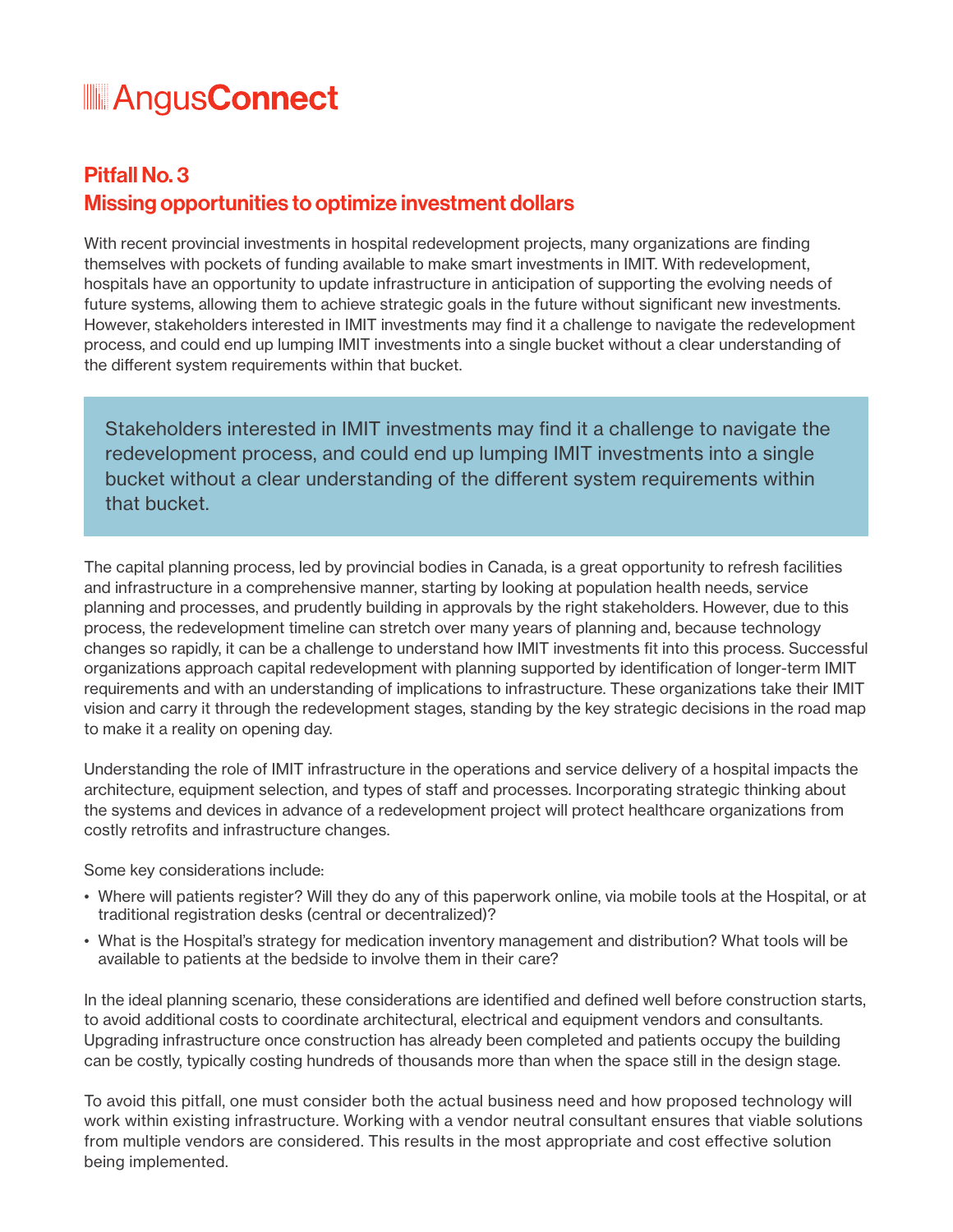## Pitfall No. 3
## Missing opportunities to optimize investment dollars

With recent provincial investments in hospital redevelopment projects, many organizations are finding themselves with pockets of funding available to make smart investments in IMIT. With redevelopment, hospitals have an opportunity to update infrastructure in anticipation of supporting the evolving needs of future systems, allowing them to achieve strategic goals in the future without significant new investments. However, stakeholders interested in IMIT investments may find it a challenge to navigate the redevelopment process, and could end up lumping IMIT investments into a single bucket without a clear understanding of the different system requirements within that bucket.

> Stakeholders interested in IMIT investments may find it a challenge to navigate the redevelopment process, and could end up lumping IMIT investments into a single bucket without a clear understanding of the different system requirements within that bucket.

The capital planning process, led by provincial bodies in Canada, is a great opportunity to refresh facilities and infrastructure in a comprehensive manner, starting by looking at population health needs, service planning and processes, and prudently building in approvals by the right stakeholders. However, due to this process, the redevelopment timeline can stretch over many years of planning and, because technology changes so rapidly, it can be a challenge to understand how IMIT investments fit into this process. Successful organizations approach capital redevelopment with planning supported by identification of longer-term IMIT requirements and with an understanding of implications to infrastructure. These organizations take their IMIT vision and carry it through the redevelopment stages, standing by the key strategic decisions in the road map to make it a reality on opening day.

Understanding the role of IMIT infrastructure in the operations and service delivery of a hospital impacts the architecture, equipment selection, and types of staff and processes. Incorporating strategic thinking about the systems and devices in advance of a redevelopment project will protect healthcare organizations from costly retrofits and infrastructure changes.

Some key considerations include:

- Where will patients register? Will they do any of this paperwork online, via mobile tools at the Hospital, or at traditional registration desks (central or decentralized)?
- What is the Hospital's strategy for medication inventory management and distribution? What tools will be available to patients at the bedside to involve them in their care?

In the ideal planning scenario, these considerations are identified and defined well before construction starts, to avoid additional costs to coordinate architectural, electrical and equipment vendors and consultants. Upgrading infrastructure once construction has already been completed and patients occupy the building can be costly, typically costing hundreds of thousands more than when the space still in the design stage.

To avoid this pitfall, one must consider both the actual business need and how proposed technology will work within existing infrastructure. Working with a vendor neutral consultant ensures that viable solutions from multiple vendors are considered. This results in the most appropriate and cost effective solution being implemented.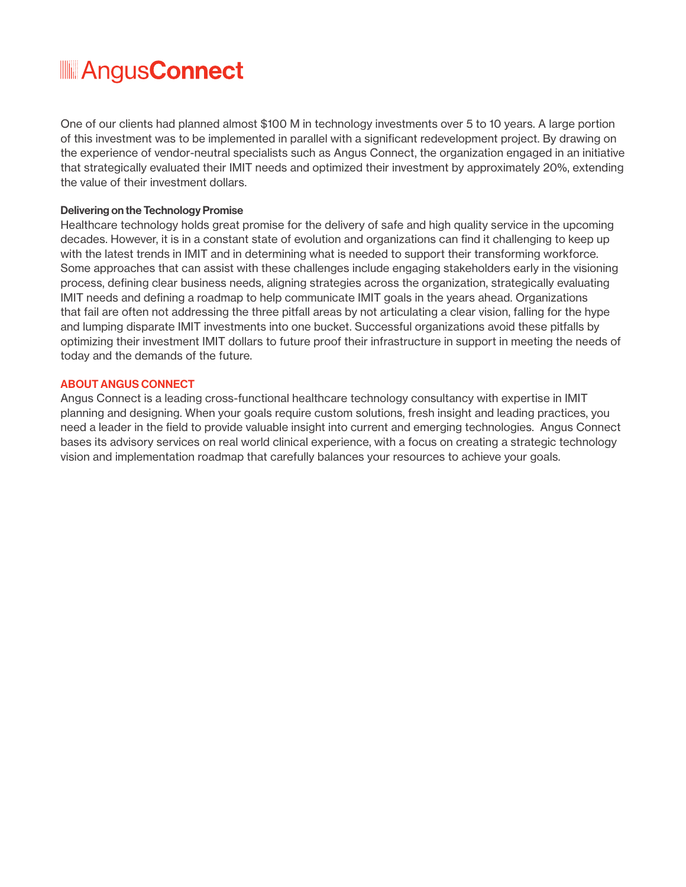# AngusConnect

One of our clients had planned almost $100 M in technology investments over 5 to 10 years. A large portion of this investment was to be implemented in parallel with a significant redevelopment project. By drawing on the experience of vendor-neutral specialists such as Angus Connect, the organization engaged in an initiative that strategically evaluated their IMIT needs and optimized their investment by approximately 20%, extending the value of their investment dollars.

**Delivering on the Technology Promise**

Healthcare technology holds great promise for the delivery of safe and high quality service in the upcoming decades. However, it is in a constant state of evolution and organizations can find it challenging to keep up with the latest trends in IMIT and in determining what is needed to support their transforming workforce. Some approaches that can assist with these challenges include engaging stakeholders early in the visioning process, defining clear business needs, aligning strategies across the organization, strategically evaluating IMIT needs and defining a roadmap to help communicate IMIT goals in the years ahead. Organizations that fail are often not addressing the three pitfall areas by not articulating a clear vision, falling for the hype and lumping disparate IMIT investments into one bucket. Successful organizations avoid these pitfalls by optimizing their investment IMIT dollars to future proof their infrastructure in support in meeting the needs of today and the demands of the future.

**ABOUT ANGUS CONNECT**

Angus Connect is a leading cross-functional healthcare technology consultancy with expertise in IMIT planning and designing. When your goals require custom solutions, fresh insight and leading practices, you need a leader in the field to provide valuable insight into current and emerging technologies. Angus Connect bases its advisory services on real world clinical experience, with a focus on creating a strategic technology vision and implementation roadmap that carefully balances your resources to achieve your goals.